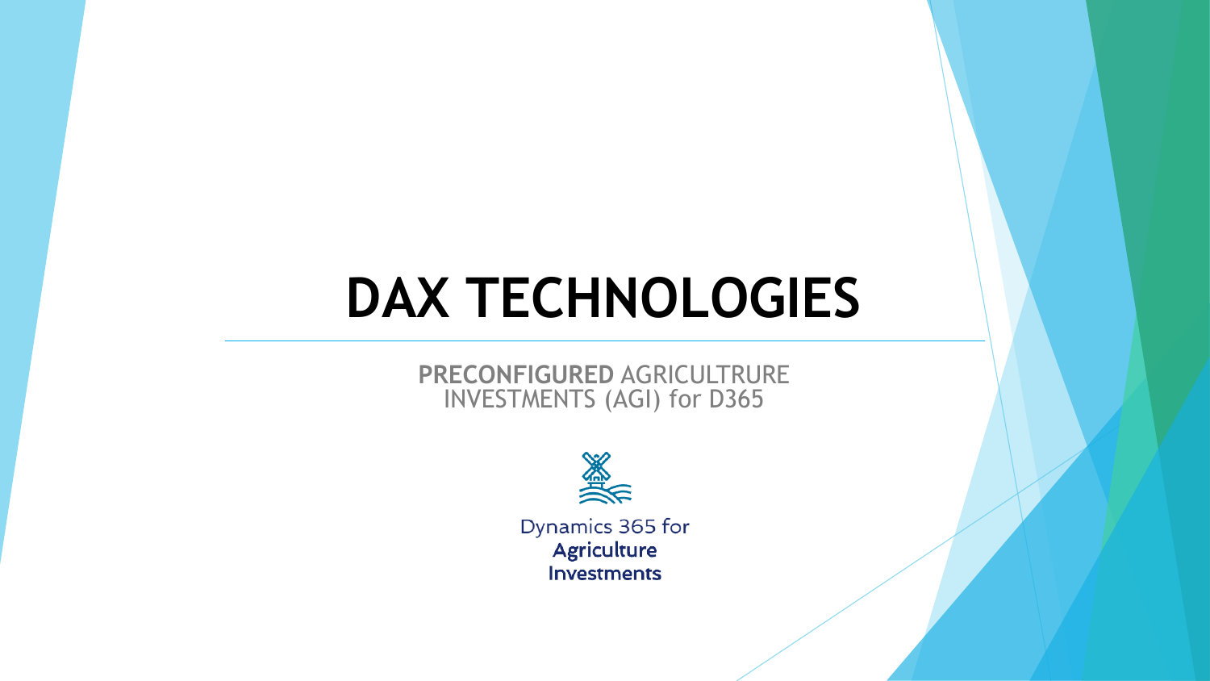# DAX TECHNOLOGIES

**PRECONFIGURED** AGRICULTRURE INVESTMENTS (AGI) for D365

Dynamics 365 for
**Agriculture**
**Investments**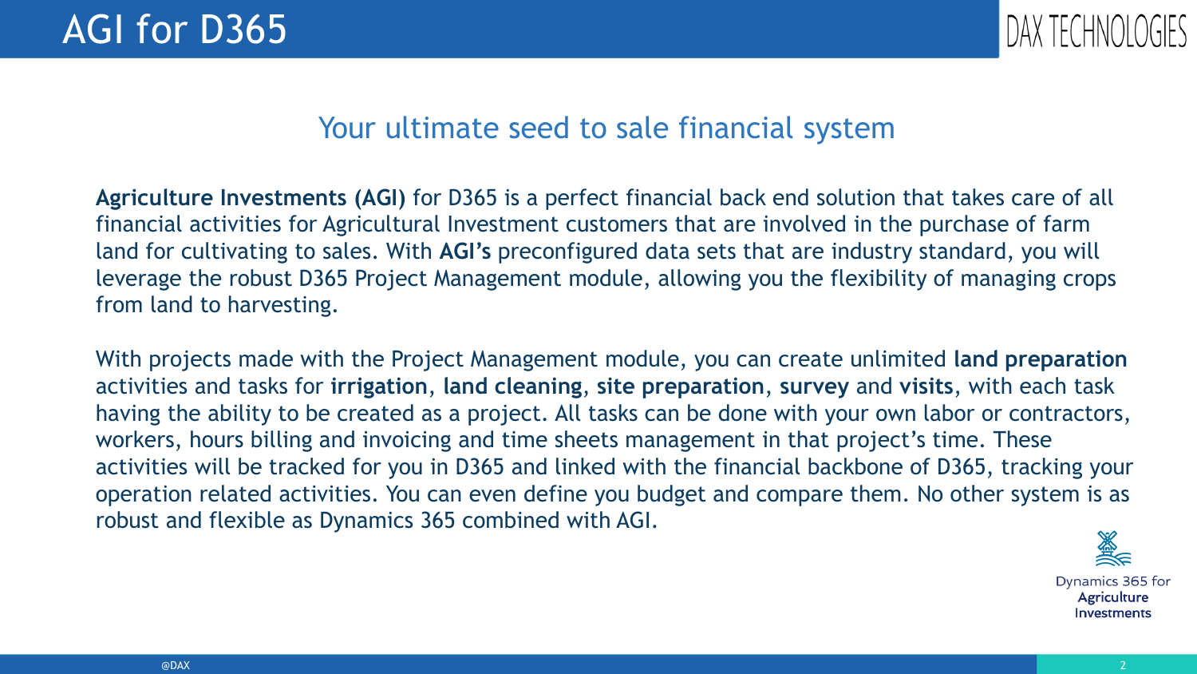# AGI for D365

DAX TECHNOLOGIES

## Your ultimate seed to sale financial system

**Agriculture Investments (AGI)** for D365 is a perfect financial back end solution that takes care of all financial activities for Agricultural Investment customers that are involved in the purchase of farm land for cultivating to sales. With **AGI's** preconfigured data sets that are industry standard, you will leverage the robust D365 Project Management module, allowing you the flexibility of managing crops from land to harvesting.

With projects made with the Project Management module, you can create unlimited **land preparation** activities and tasks for **irrigation**, **land cleaning**, **site preparation**, **survey** and **visits**, with each task having the ability to be created as a project. All tasks can be done with your own labor or contractors, workers, hours billing and invoicing and time sheets management in that project's time. These activities will be tracked for you in D365 and linked with the financial backbone of D365, tracking your operation related activities. You can even define you budget and compare them. No other system is as robust and flexible as Dynamics 365 combined with AGI.

Dynamics 365 for
**Agriculture**
**Investments**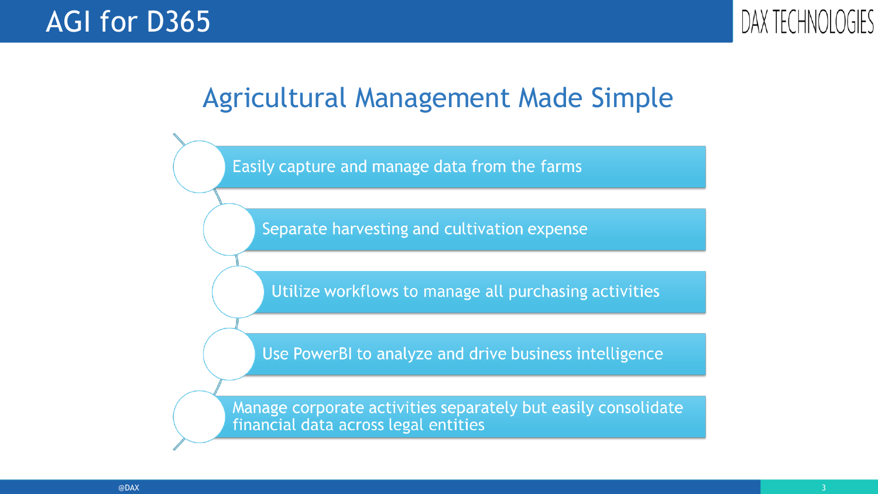# AGI for D365

## Agricultural Management Made Simple

- Easily capture and manage data from the farms
- Separate harvesting and cultivation expense
- Utilize workflows to manage all purchasing activities
- Use PowerBI to analyze and drive business intelligence
- Manage corporate activities separately but easily consolidate financial data across legal entities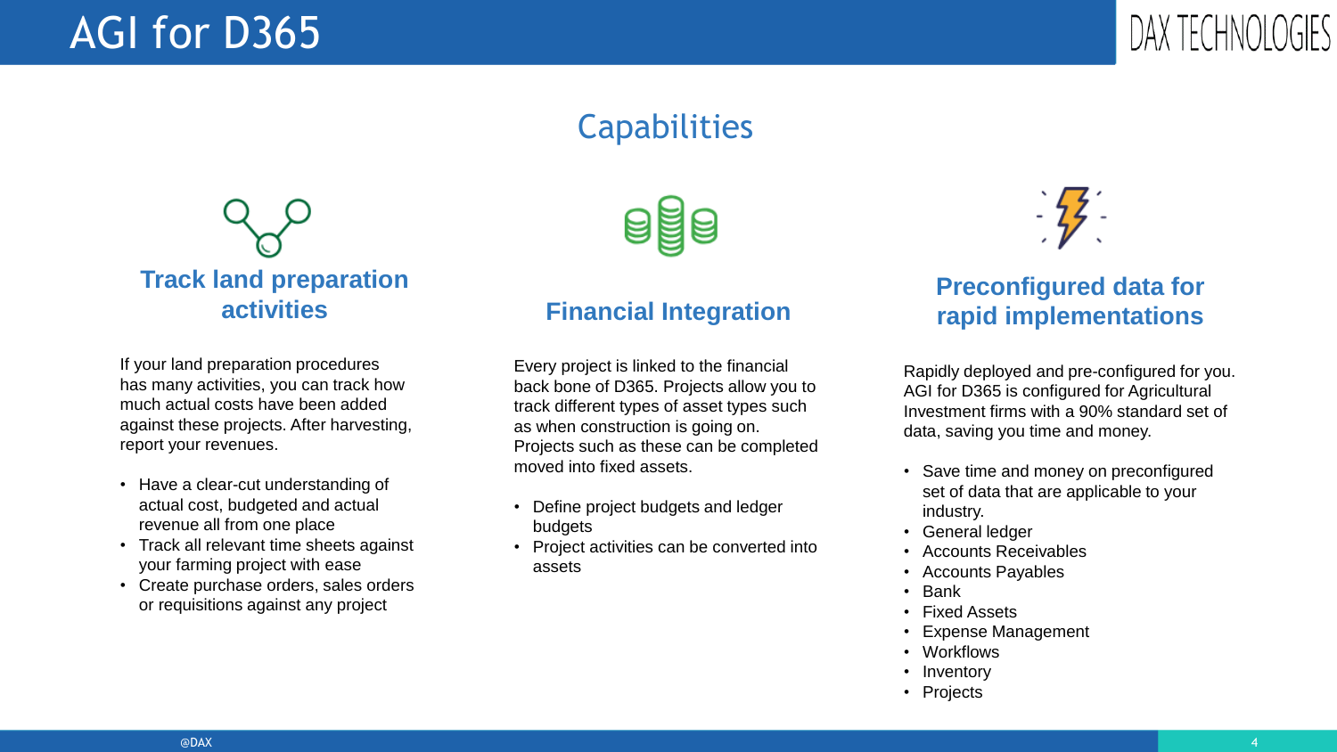# AGI for D365

## Capabilities

### Track land preparation activities

If your land preparation procedures has many activities, you can track how much actual costs have been added against these projects. After harvesting, report your revenues.

- Have a clear-cut understanding of actual cost, budgeted and actual revenue all from one place
- Track all relevant time sheets against your farming project with ease
- Create purchase orders, sales orders or requisitions against any project

### Financial Integration

Every project is linked to the financial back bone of D365. Projects allow you to track different types of asset types such as when construction is going on. Projects such as these can be completed moved into fixed assets.

- Define project budgets and ledger budgets
- Project activities can be converted into assets

### Preconfigured data for rapid implementations

Rapidly deployed and pre-configured for you. AGI for D365 is configured for Agricultural Investment firms with a 90% standard set of data, saving you time and money.

- Save time and money on preconfigured set of data that are applicable to your industry.
- General ledger
- Accounts Receivables
- Accounts Payables
- Bank
- Fixed Assets
- Expense Management
- Workflows
- Inventory
- Projects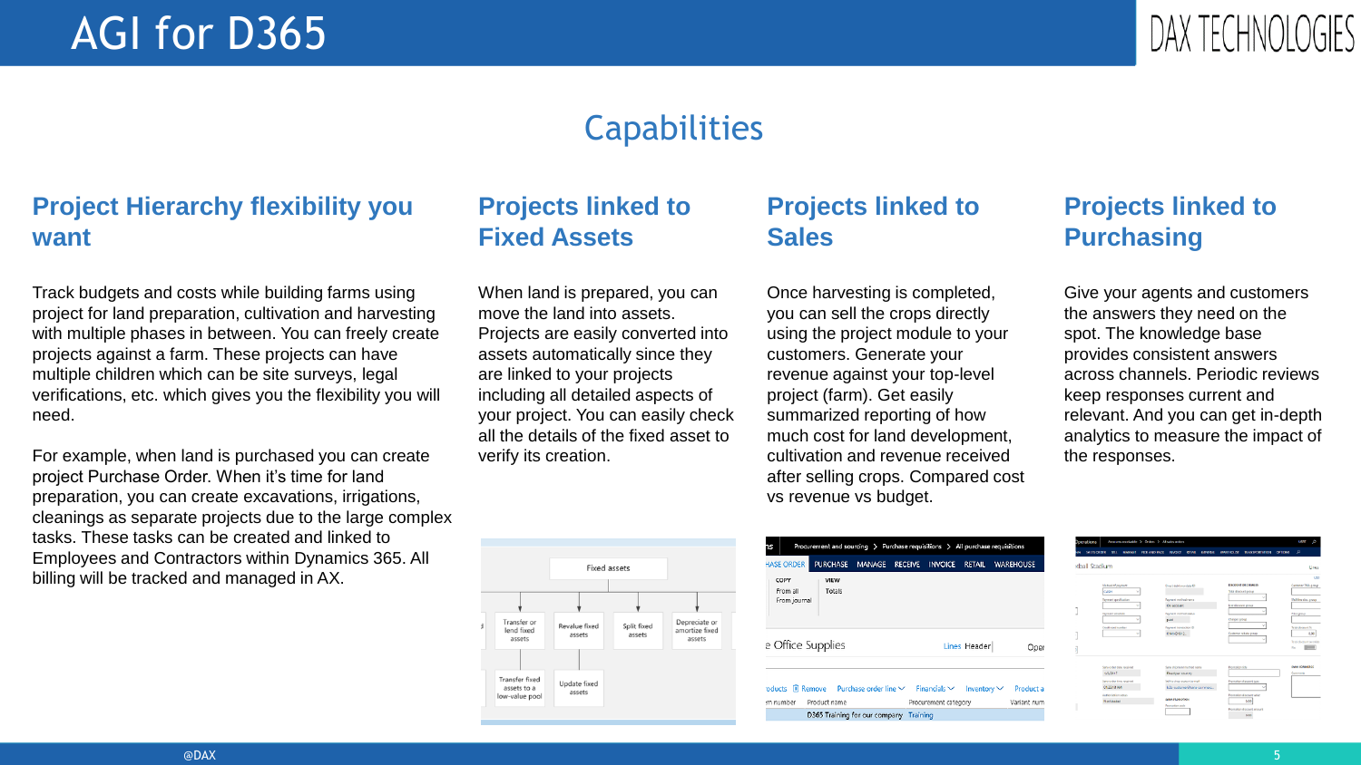# AGI for D365

## Capabilities

### Project Hierarchy flexibility you want

Track budgets and costs while building farms using project for land preparation, cultivation and harvesting with multiple phases in between. You can freely create projects against a farm. These projects can have multiple children which can be site surveys, legal verifications, etc. which gives you the flexibility you will need.

For example, when land is purchased you can create project Purchase Order. When it's time for land preparation, you can create excavations, irrigations, cleanings as separate projects due to the large complex tasks. These tasks can be created and linked to Employees and Contractors within Dynamics 365. All billing will be tracked and managed in AX.

### Projects linked to Fixed Assets

When land is prepared, you can move the land into assets. Projects are easily converted into assets automatically since they are linked to your projects including all detailed aspects of your project. You can easily check all the details of the fixed asset to verify its creation.

### Projects linked to Sales

Once harvesting is completed, you can sell the crops directly using the project module to your customers. Generate your revenue against your top-level project (farm). Get easily summarized reporting of how much cost for land development, cultivation and revenue received after selling crops. Compared cost vs revenue vs budget.

### Projects linked to Purchasing

Give your agents and customers the answers they need on the spot. The knowledge base provides consistent answers across channels. Periodic reviews keep responses current and relevant. And you can get in-depth analytics to measure the impact of the responses.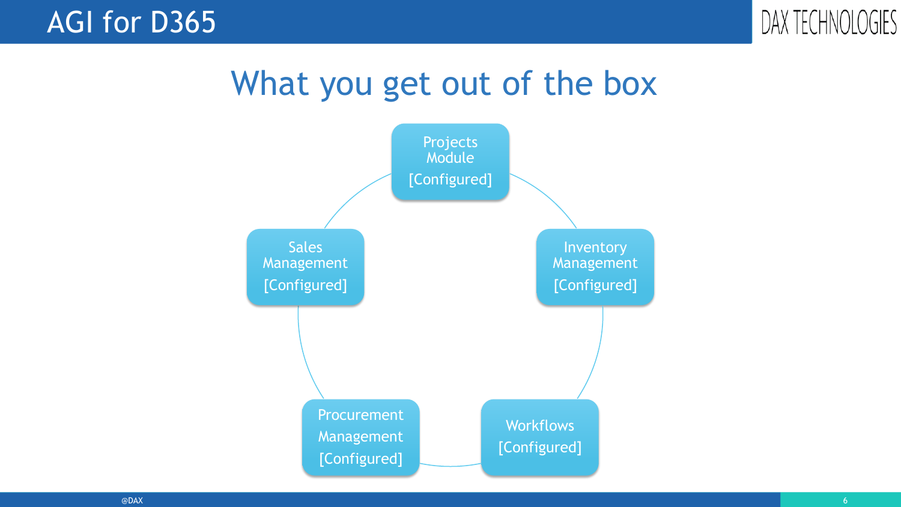# AGI for D365

## What you get out of the box

- Projects Module [Configured]
- Inventory Management [Configured]
- Workflows [Configured]
- Procurement Management [Configured]
- Sales Management [Configured]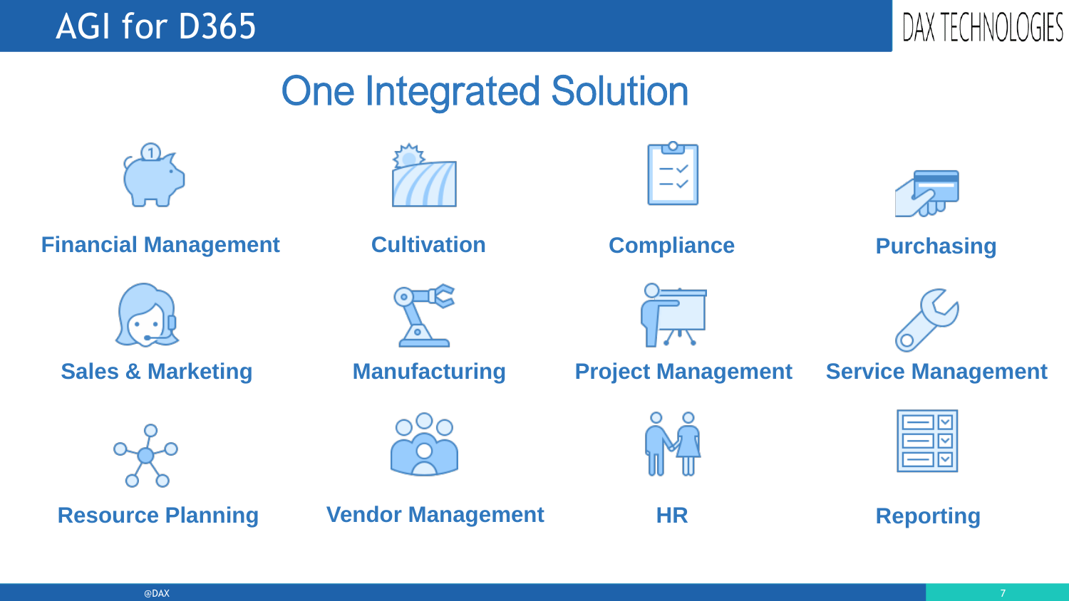# AGI for D365

## One Integrated Solution

- Financial Management
- Cultivation
- Compliance
- Purchasing
- Sales & Marketing
- Manufacturing
- Project Management
- Service Management
- Resource Planning
- Vendor Management
- HR
- Reporting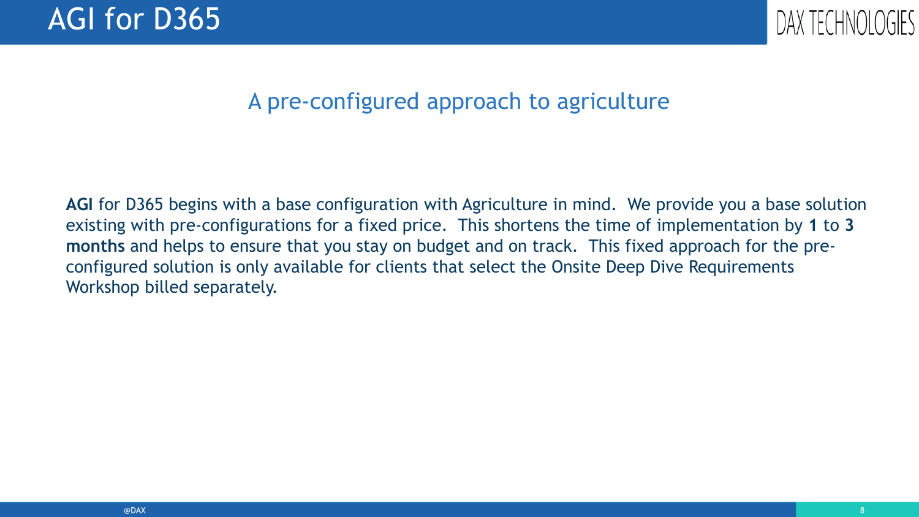# AGI for D365

## A pre-configured approach to agriculture

**AGI** for D365 begins with a base configuration with Agriculture in mind. We provide you a base solution existing with pre-configurations for a fixed price. This shortens the time of implementation by **1** to **3 months** and helps to ensure that you stay on budget and on track. This fixed approach for the pre-configured solution is only available for clients that select the Onsite Deep Dive Requirements Workshop billed separately.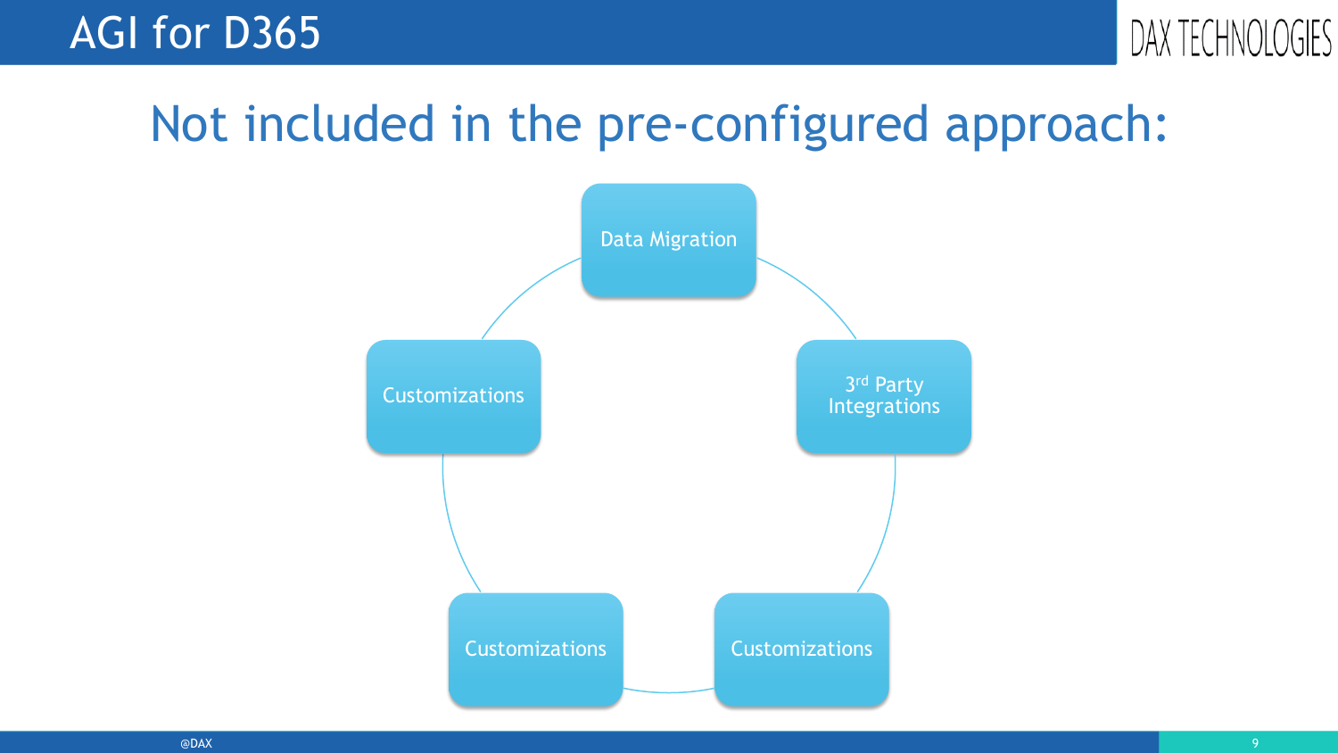# AGI for D365

## Not included in the pre-configured approach:

- Data Migration
- 3rd Party Integrations
- Customizations
- Customizations
- Customizations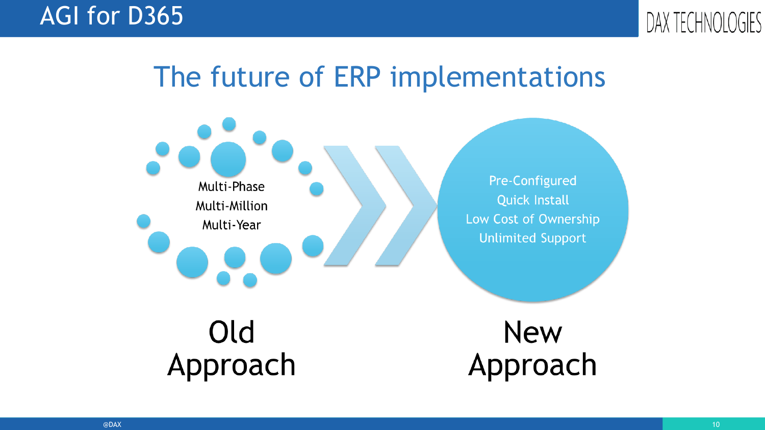# The future of ERP implementations

Multi-Phase
Multi-Million
Multi-Year

**Old Approach**

Pre-Configured
Quick Install
Low Cost of Ownership
Unlimited Support

**New Approach**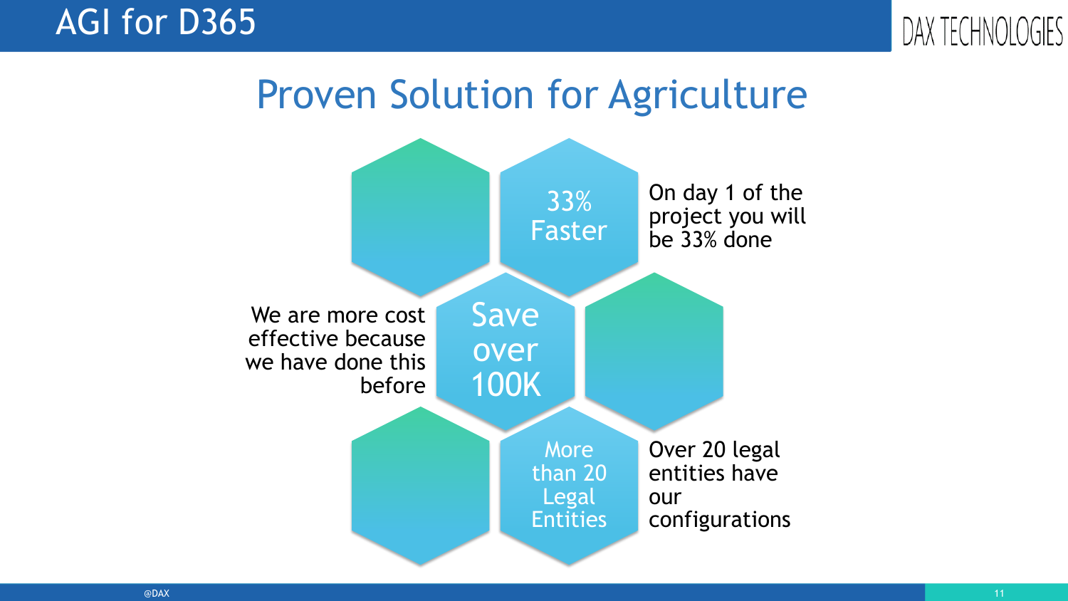## Proven Solution for Agriculture

**33% Faster**

On day 1 of the project you will be 33% done

**Save over 100K**

We are more cost effective because we have done this before

**More than 20 Legal Entities**

Over 20 legal entities have our configurations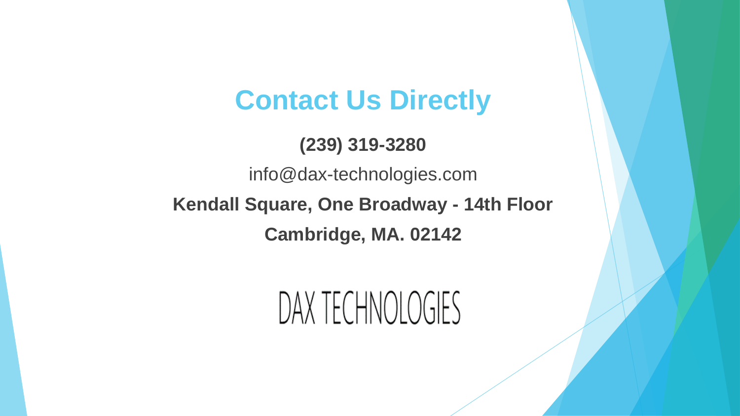# Contact Us Directly

**(239) 319-3280**

info@dax-technologies.com

**Kendall Square, One Broadway - 14th Floor**

**Cambridge, MA. 02142**

DAX TECHNOLOGIES